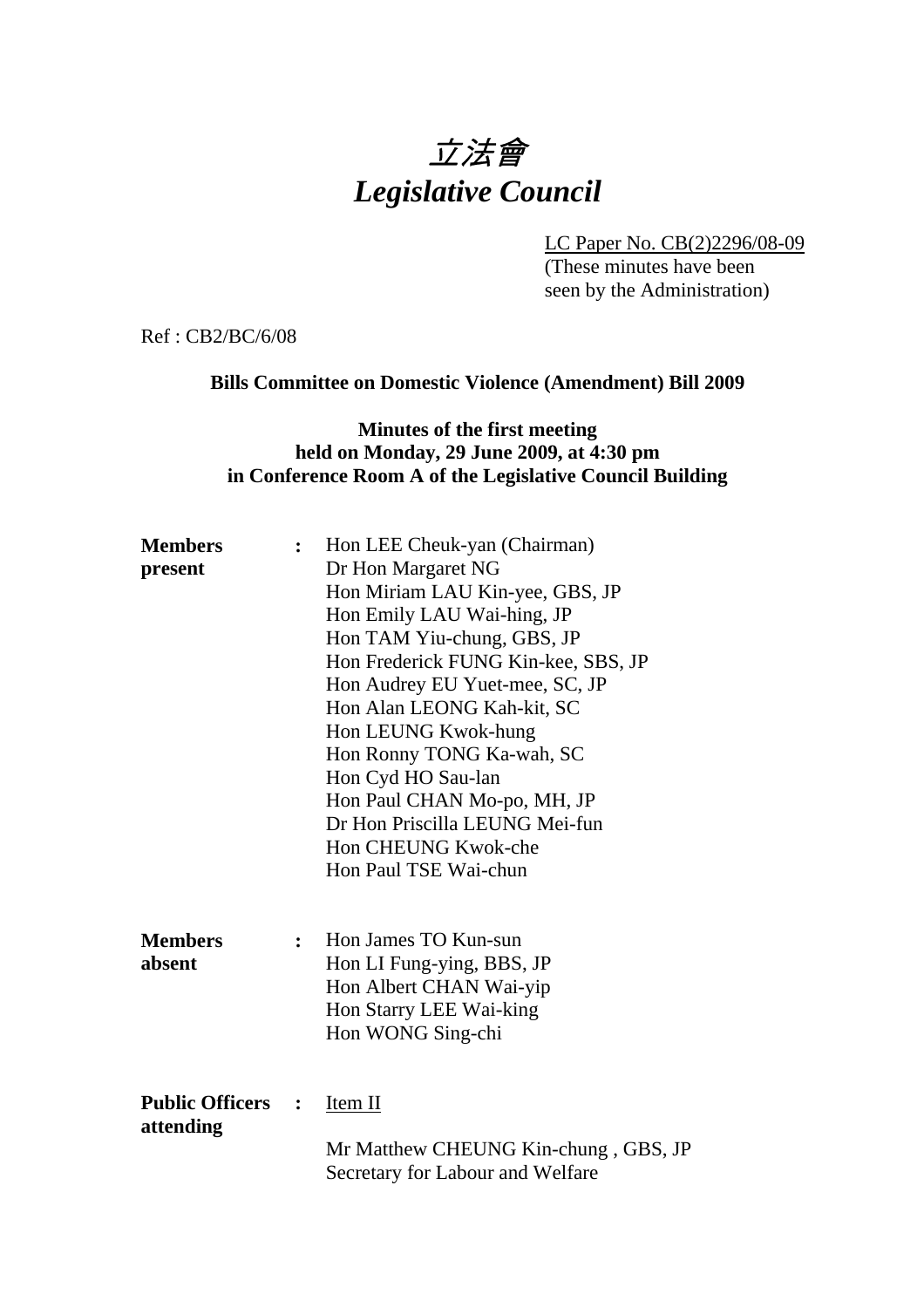# *立法會*
# *Legislative Council*

LC Paper No. CB(2)2296/08-09
(These minutes have been seen by the Administration)

Ref : CB2/BC/6/08

**Bills Committee on Domestic Violence (Amendment) Bill 2009**

**Minutes of the first meeting**
**held on Monday, 29 June 2009, at 4:30 pm**
**in Conference Room A of the Legislative Council Building**

**Members present** :

Hon LEE Cheuk-yan (Chairman)
Dr Hon Margaret NG
Hon Miriam LAU Kin-yee, GBS, JP
Hon Emily LAU Wai-hing, JP
Hon TAM Yiu-chung, GBS, JP
Hon Frederick FUNG Kin-kee, SBS, JP
Hon Audrey EU Yuet-mee, SC, JP
Hon Alan LEONG Kah-kit, SC
Hon LEUNG Kwok-hung
Hon Ronny TONG Ka-wah, SC
Hon Cyd HO Sau-lan
Hon Paul CHAN Mo-po, MH, JP
Dr Hon Priscilla LEUNG Mei-fun
Hon CHEUNG Kwok-che
Hon Paul TSE Wai-chun

**Members absent** :

Hon James TO Kun-sun
Hon LI Fung-ying, BBS, JP
Hon Albert CHAN Wai-yip
Hon Starry LEE Wai-king
Hon WONG Sing-chi

**Public Officers attending** :

Item II

Mr Matthew CHEUNG Kin-chung , GBS, JP
Secretary for Labour and Welfare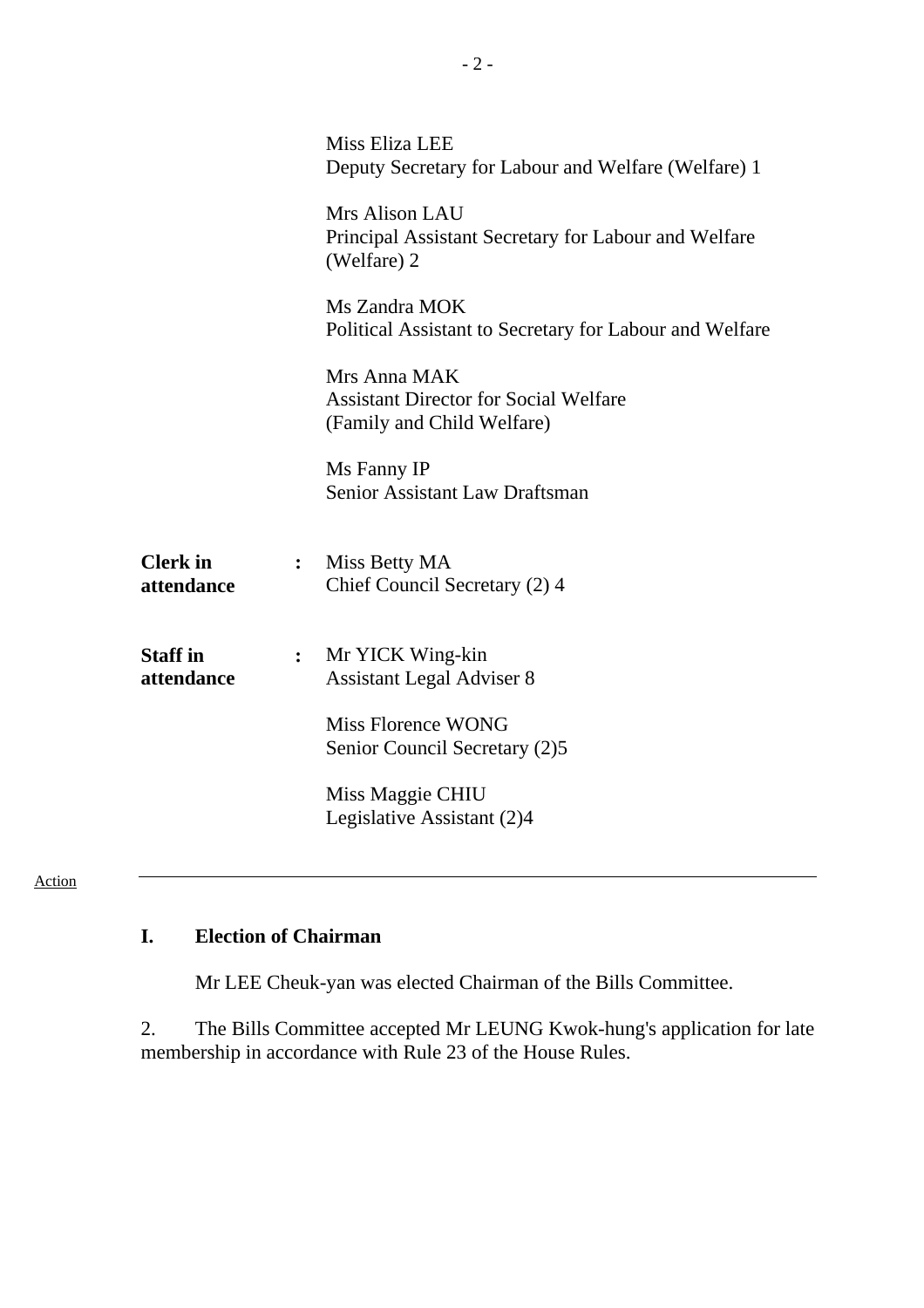Miss Eliza LEE
Deputy Secretary for Labour and Welfare (Welfare) 1

Mrs Alison LAU
Principal Assistant Secretary for Labour and Welfare (Welfare) 2

Ms Zandra MOK
Political Assistant to Secretary for Labour and Welfare

Mrs Anna MAK
Assistant Director for Social Welfare (Family and Child Welfare)

Ms Fanny IP
Senior Assistant Law Draftsman

**Clerk in attendance** : Miss Betty MA
Chief Council Secretary (2) 4

**Staff in attendance** : Mr YICK Wing-kin
Assistant Legal Adviser 8

Miss Florence WONG
Senior Council Secretary (2)5

Miss Maggie CHIU
Legislative Assistant (2)4

Action

---

## I. Election of Chairman

Mr LEE Cheuk-yan was elected Chairman of the Bills Committee.

2. The Bills Committee accepted Mr LEUNG Kwok-hung's application for late membership in accordance with Rule 23 of the House Rules.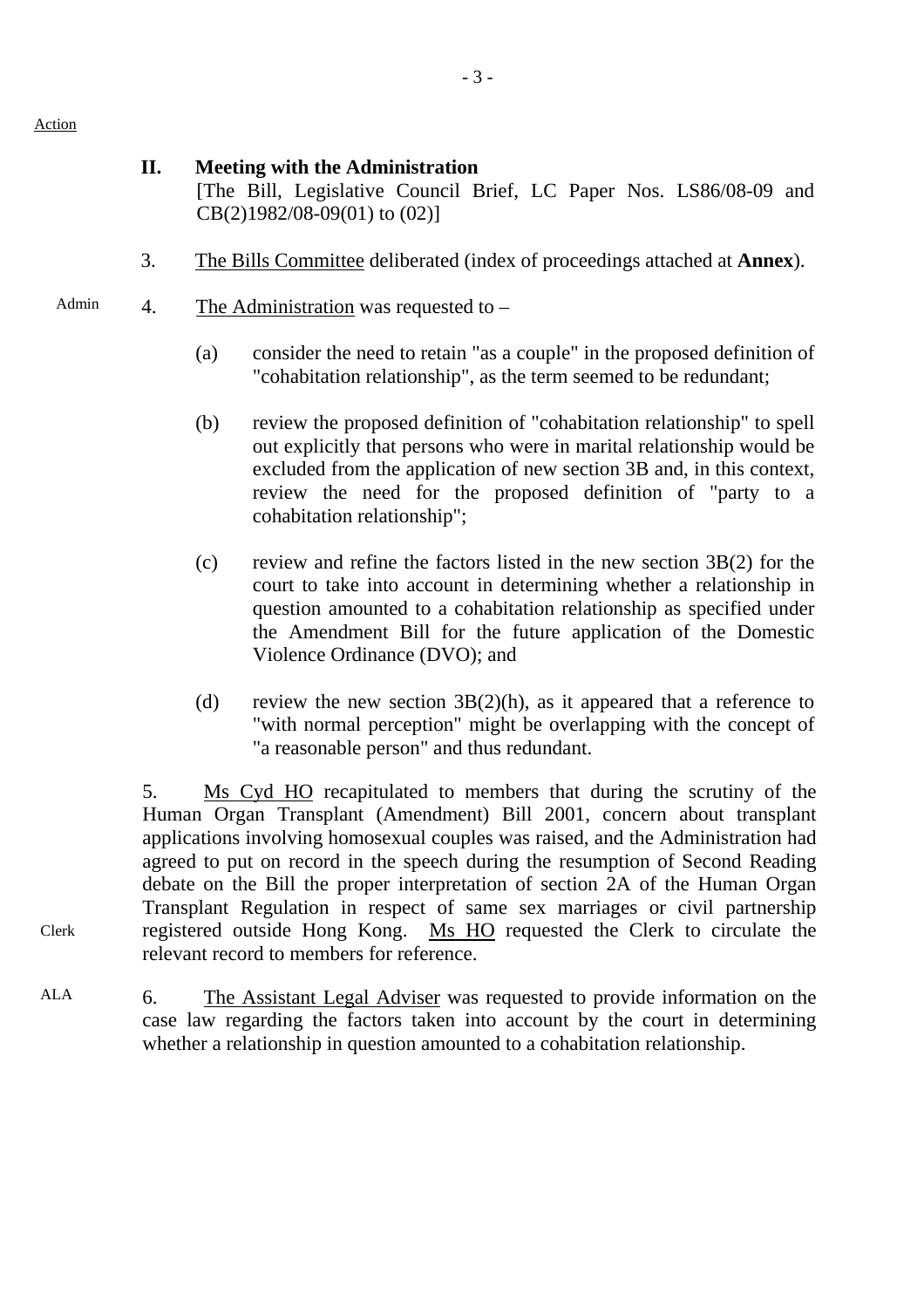Action

## II. Meeting with the Administration

[The Bill, Legislative Council Brief, LC Paper Nos. LS86/08-09 and CB(2)1982/08-09(01) to (02)]

3. The Bills Committee deliberated (index of proceedings attached at **Annex**).

Admin

4. The Administration was requested to –

(a) consider the need to retain "as a couple" in the proposed definition of "cohabitation relationship", as the term seemed to be redundant;

(b) review the proposed definition of "cohabitation relationship" to spell out explicitly that persons who were in marital relationship would be excluded from the application of new section 3B and, in this context, review the need for the proposed definition of "party to a cohabitation relationship";

(c) review and refine the factors listed in the new section 3B(2) for the court to take into account in determining whether a relationship in question amounted to a cohabitation relationship as specified under the Amendment Bill for the future application of the Domestic Violence Ordinance (DVO); and

(d) review the new section 3B(2)(h), as it appeared that a reference to "with normal perception" might be overlapping with the concept of "a reasonable person" and thus redundant.

Clerk

5. Ms Cyd HO recapitulated to members that during the scrutiny of the Human Organ Transplant (Amendment) Bill 2001, concern about transplant applications involving homosexual couples was raised, and the Administration had agreed to put on record in the speech during the resumption of Second Reading debate on the Bill the proper interpretation of section 2A of the Human Organ Transplant Regulation in respect of same sex marriages or civil partnership registered outside Hong Kong. Ms HO requested the Clerk to circulate the relevant record to members for reference.

ALA

6. The Assistant Legal Adviser was requested to provide information on the case law regarding the factors taken into account by the court in determining whether a relationship in question amounted to a cohabitation relationship.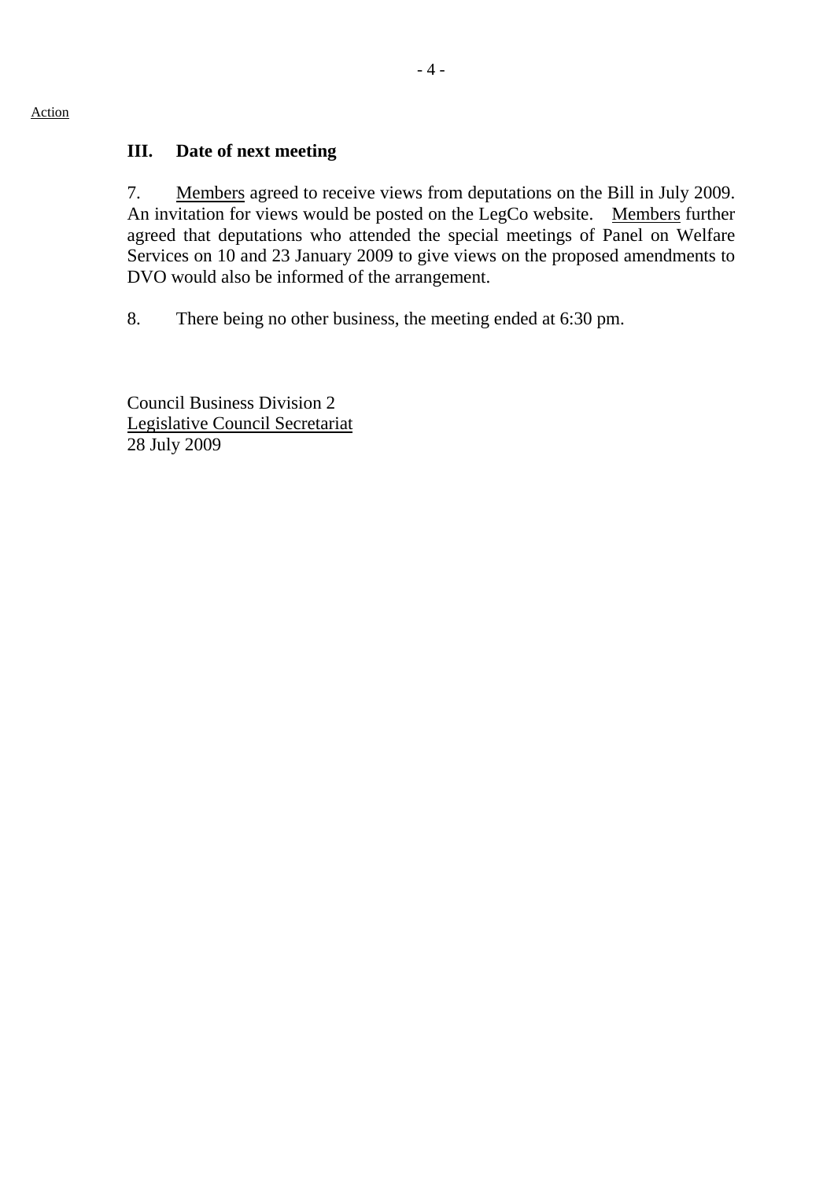Action

### III. Date of next meeting

7. Members agreed to receive views from deputations on the Bill in July 2009. An invitation for views would be posted on the LegCo website. Members further agreed that deputations who attended the special meetings of Panel on Welfare Services on 10 and 23 January 2009 to give views on the proposed amendments to DVO would also be informed of the arrangement.

8. There being no other business, the meeting ended at 6:30 pm.

Council Business Division 2
Legislative Council Secretariat
28 July 2009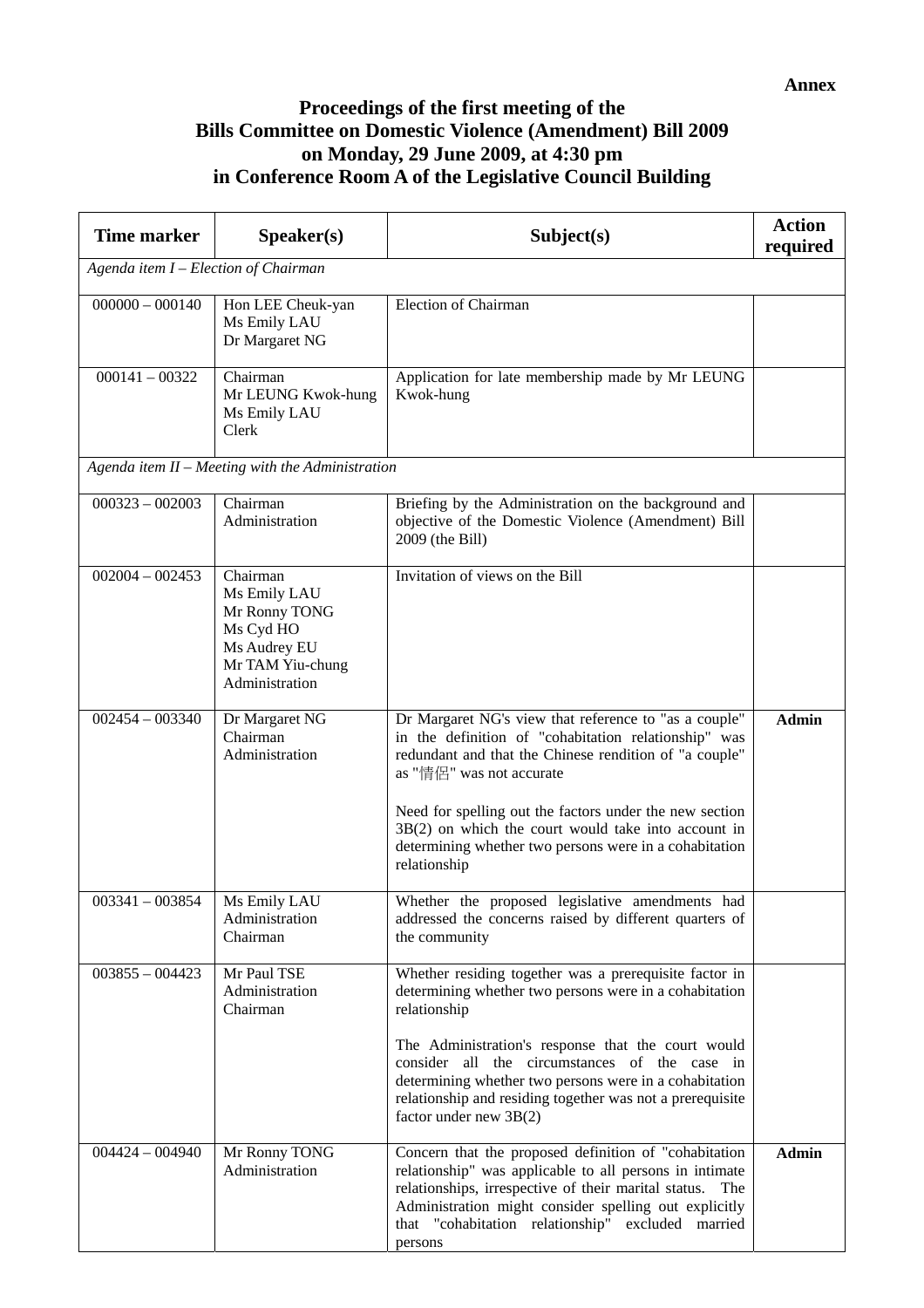**Annex**

# Proceedings of the first meeting of the Bills Committee on Domestic Violence (Amendment) Bill 2009 on Monday, 29 June 2009, at 4:30 pm in Conference Room A of the Legislative Council Building

| Time marker | Speaker(s) | Subject(s) | Action required |
|---|---|---|---|
| *Agenda item I – Election of Chairman* | | | |
| 000000 – 000140 | Hon LEE Cheuk-yan<br>Ms Emily LAU<br>Dr Margaret NG | Election of Chairman | |
| 000141 – 00322 | Chairman<br>Mr LEUNG Kwok-hung<br>Ms Emily LAU<br>Clerk | Application for late membership made by Mr LEUNG Kwok-hung | |
| *Agenda item II – Meeting with the Administration* | | | |
| 000323 – 002003 | Chairman<br>Administration | Briefing by the Administration on the background and objective of the Domestic Violence (Amendment) Bill 2009 (the Bill) | |
| 002004 – 002453 | Chairman<br>Ms Emily LAU<br>Mr Ronny TONG<br>Ms Cyd HO<br>Ms Audrey EU<br>Mr TAM Yiu-chung<br>Administration | Invitation of views on the Bill | |
| 002454 – 003340 | Dr Margaret NG<br>Chairman<br>Administration | Dr Margaret NG's view that reference to "as a couple" in the definition of "cohabitation relationship" was redundant and that the Chinese rendition of "a couple" as "情侶" was not accurate<br><br>Need for spelling out the factors under the new section 3B(2) on which the court would take into account in determining whether two persons were in a cohabitation relationship | **Admin** |
| 003341 – 003854 | Ms Emily LAU<br>Administration<br>Chairman | Whether the proposed legislative amendments had addressed the concerns raised by different quarters of the community | |
| 003855 – 004423 | Mr Paul TSE<br>Administration<br>Chairman | Whether residing together was a prerequisite factor in determining whether two persons were in a cohabitation relationship<br><br>The Administration's response that the court would consider all the circumstances of the case in determining whether two persons were in a cohabitation relationship and residing together was not a prerequisite factor under new 3B(2) | |
| 004424 – 004940 | Mr Ronny TONG<br>Administration | Concern that the proposed definition of "cohabitation relationship" was applicable to all persons in intimate relationships, irrespective of their marital status. The Administration might consider spelling out explicitly that "cohabitation relationship" excluded married persons | **Admin** |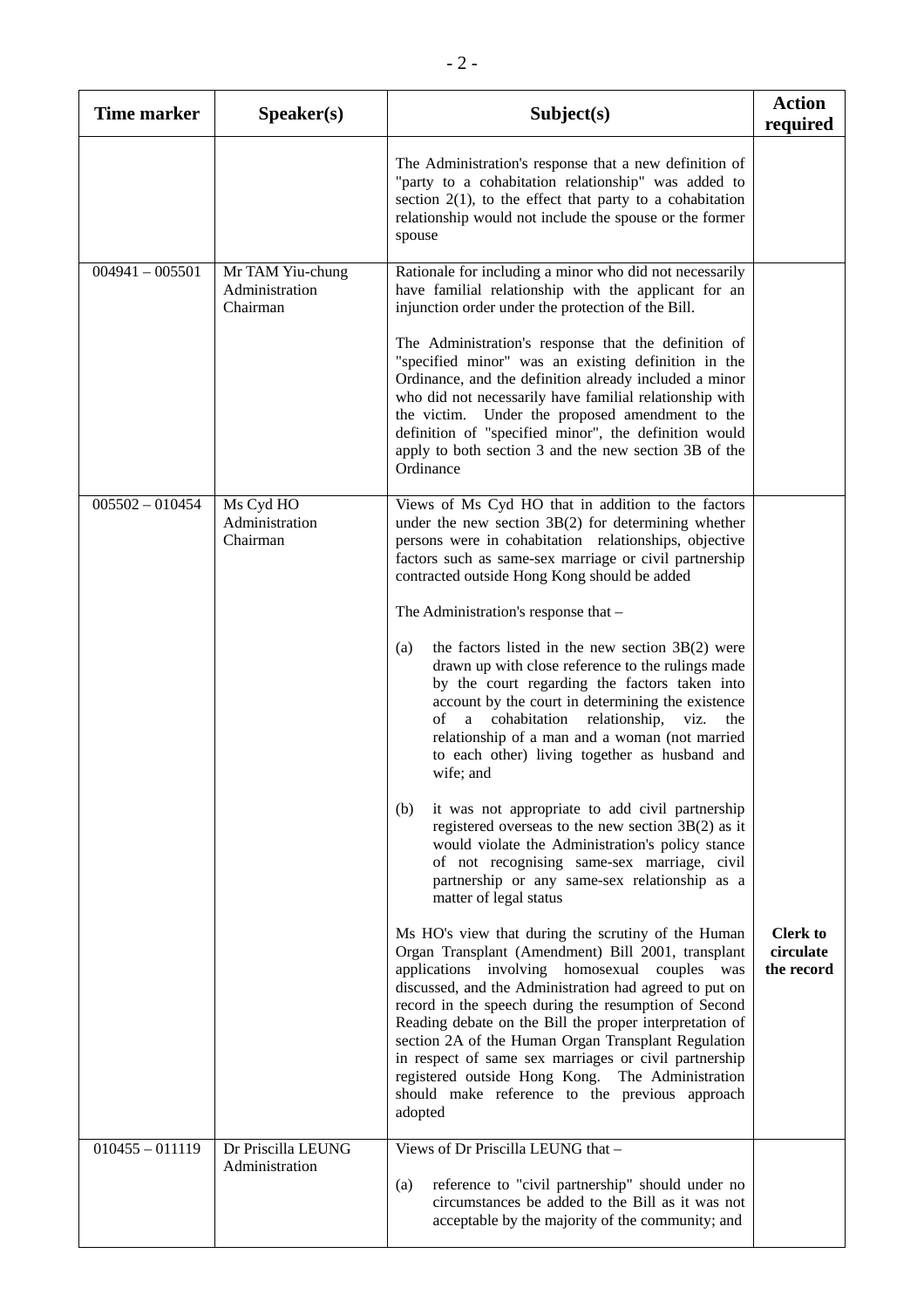| Time marker | Speaker(s) | Subject(s) | Action required |
|---|---|---|---|
| | | The Administration's response that a new definition of "party to a cohabitation relationship" was added to section 2(1), to the effect that party to a cohabitation relationship would not include the spouse or the former spouse | |
| 004941 – 005501 | Mr TAM Yiu-chung<br>Administration<br>Chairman | Rationale for including a minor who did not necessarily have familial relationship with the applicant for an injunction order under the protection of the Bill.<br><br>The Administration's response that the definition of "specified minor" was an existing definition in the Ordinance, and the definition already included a minor who did not necessarily have familial relationship with the victim. Under the proposed amendment to the definition of "specified minor", the definition would apply to both section 3 and the new section 3B of the Ordinance | |
| 005502 – 010454 | Ms Cyd HO<br>Administration<br>Chairman | Views of Ms Cyd HO that in addition to the factors under the new section 3B(2) for determining whether persons were in cohabitation relationships, objective factors such as same-sex marriage or civil partnership contracted outside Hong Kong should be added<br><br>The Administration's response that –<br><br>(a) the factors listed in the new section 3B(2) were drawn up with close reference to the rulings made by the court regarding the factors taken into account by the court in determining the existence of a cohabitation relationship, viz. the relationship of a man and a woman (not married to each other) living together as husband and wife; and<br><br>(b) it was not appropriate to add civil partnership registered overseas to the new section 3B(2) as it would violate the Administration's policy stance of not recognising same-sex marriage, civil partnership or any same-sex relationship as a matter of legal status<br><br>Ms HO's view that during the scrutiny of the Human Organ Transplant (Amendment) Bill 2001, transplant applications involving homosexual couples was discussed, and the Administration had agreed to put on record in the speech during the resumption of Second Reading debate on the Bill the proper interpretation of section 2A of the Human Organ Transplant Regulation in respect of same sex marriages or civil partnership registered outside Hong Kong. The Administration should make reference to the previous approach adopted | **Clerk to circulate the record** |
| 010455 – 011119 | Dr Priscilla LEUNG<br>Administration | Views of Dr Priscilla LEUNG that –<br><br>(a) reference to "civil partnership" should under no circumstances be added to the Bill as it was not acceptable by the majority of the community; and | |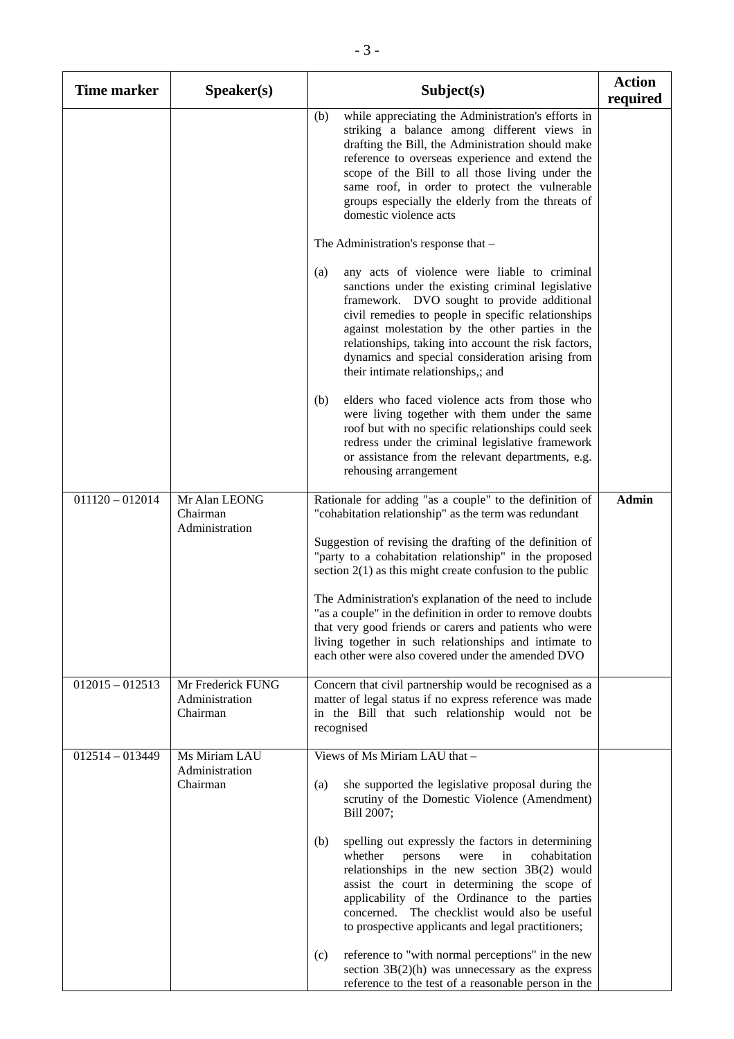| Time marker | Speaker(s) | Subject(s) | Action required |
|---|---|---|---|
| | | (b) while appreciating the Administration's efforts in striking a balance among different views in drafting the Bill, the Administration should make reference to overseas experience and extend the scope of the Bill to all those living under the same roof, in order to protect the vulnerable groups especially the elderly from the threats of domestic violence acts<br><br>The Administration's response that –<br><br>(a) any acts of violence were liable to criminal sanctions under the existing criminal legislative framework. DVO sought to provide additional civil remedies to people in specific relationships against molestation by the other parties in the relationships, taking into account the risk factors, dynamics and special consideration arising from their intimate relationships,; and<br><br>(b) elders who faced violence acts from those who were living together with them under the same roof but with no specific relationships could seek redress under the criminal legislative framework or assistance from the relevant departments, e.g. rehousing arrangement | |
| 011120 – 012014 | Mr Alan LEONG<br>Chairman<br>Administration | Rationale for adding "as a couple" to the definition of "cohabitation relationship" as the term was redundant<br><br>Suggestion of revising the drafting of the definition of "party to a cohabitation relationship" in the proposed section 2(1) as this might create confusion to the public<br><br>The Administration's explanation of the need to include "as a couple" in the definition in order to remove doubts that very good friends or carers and patients who were living together in such relationships and intimate to each other were also covered under the amended DVO | **Admin** |
| 012015 – 012513 | Mr Frederick FUNG<br>Administration<br>Chairman | Concern that civil partnership would be recognised as a matter of legal status if no express reference was made in the Bill that such relationship would not be recognised | |
| 012514 – 013449 | Ms Miriam LAU<br>Administration<br>Chairman | Views of Ms Miriam LAU that –<br><br>(a) she supported the legislative proposal during the scrutiny of the Domestic Violence (Amendment) Bill 2007;<br><br>(b) spelling out expressly the factors in determining whether persons were in cohabitation relationships in the new section 3B(2) would assist the court in determining the scope of applicability of the Ordinance to the parties concerned. The checklist would also be useful to prospective applicants and legal practitioners;<br><br>(c) reference to "with normal perceptions" in the new section 3B(2)(h) was unnecessary as the express reference to the test of a reasonable person in the | |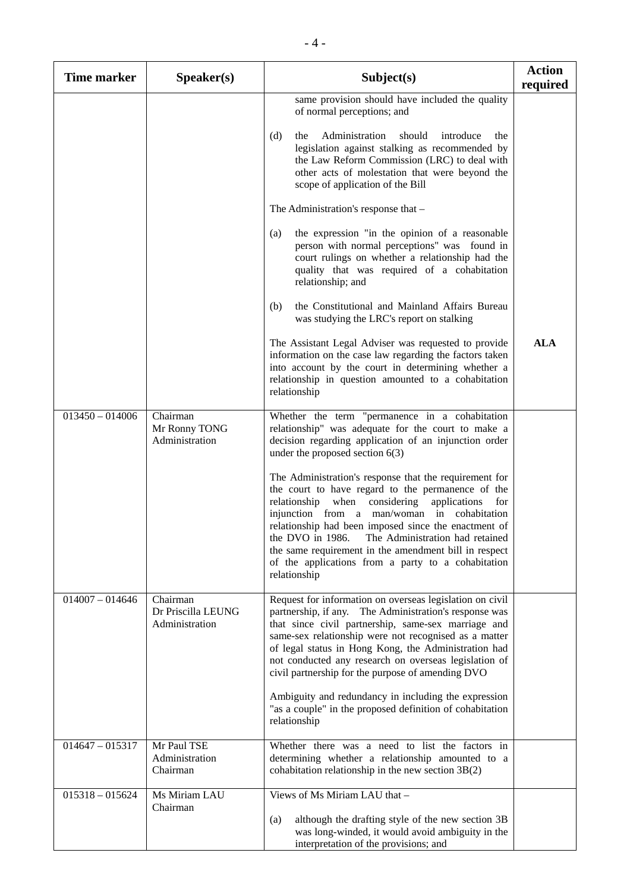| Time marker | Speaker(s) | Subject(s) | Action required |
|---|---|---|---|
| | | same provision should have included the quality of normal perceptions; and<br><br>(d) the Administration should introduce the legislation against stalking as recommended by the Law Reform Commission (LRC) to deal with other acts of molestation that were beyond the scope of application of the Bill<br><br>The Administration's response that –<br><br>(a) the expression "in the opinion of a reasonable person with normal perceptions" was found in court rulings on whether a relationship had the quality that was required of a cohabitation relationship; and<br><br>(b) the Constitutional and Mainland Affairs Bureau was studying the LRC's report on stalking<br><br>The Assistant Legal Adviser was requested to provide information on the case law regarding the factors taken into account by the court in determining whether a relationship in question amounted to a cohabitation relationship | **ALA** |
| 013450 – 014006 | Chairman<br>Mr Ronny TONG<br>Administration | Whether the term "permanence in a cohabitation relationship" was adequate for the court to make a decision regarding application of an injunction order under the proposed section 6(3)<br><br>The Administration's response that the requirement for the court to have regard to the permanence of the relationship when considering applications for injunction from a man/woman in cohabitation relationship had been imposed since the enactment of the DVO in 1986. The Administration had retained the same requirement in the amendment bill in respect of the applications from a party to a cohabitation relationship | |
| 014007 – 014646 | Chairman<br>Dr Priscilla LEUNG<br>Administration | Request for information on overseas legislation on civil partnership, if any. The Administration's response was that since civil partnership, same-sex marriage and same-sex relationship were not recognised as a matter of legal status in Hong Kong, the Administration had not conducted any research on overseas legislation of civil partnership for the purpose of amending DVO<br><br>Ambiguity and redundancy in including the expression "as a couple" in the proposed definition of cohabitation relationship | |
| 014647 – 015317 | Mr Paul TSE<br>Administration<br>Chairman | Whether there was a need to list the factors in determining whether a relationship amounted to a cohabitation relationship in the new section 3B(2) | |
| 015318 – 015624 | Ms Miriam LAU<br>Chairman | Views of Ms Miriam LAU that –<br><br>(a) although the drafting style of the new section 3B was long-winded, it would avoid ambiguity in the interpretation of the provisions; and | |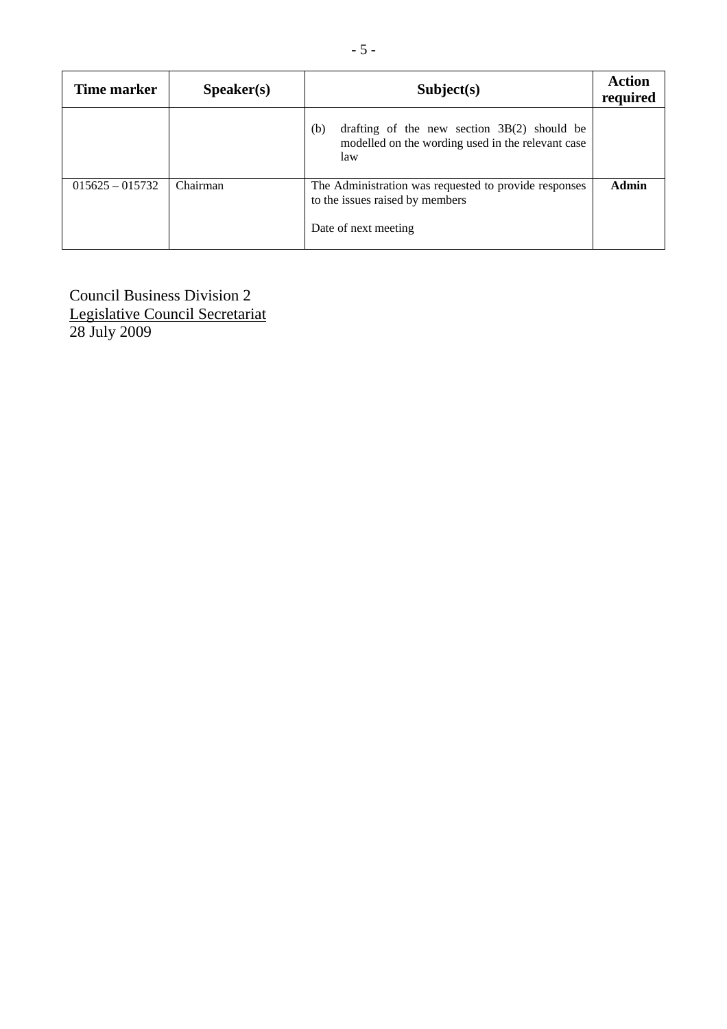| Time marker | Speaker(s) | Subject(s) | Action required |
| --- | --- | --- | --- |
| | | (b) drafting of the new section 3B(2) should be modelled on the wording used in the relevant case law | |
| 015625 – 015732 | Chairman | The Administration was requested to provide responses to the issues raised by members<br><br>Date of next meeting | **Admin** |

Council Business Division 2
Legislative Council Secretariat
28 July 2009